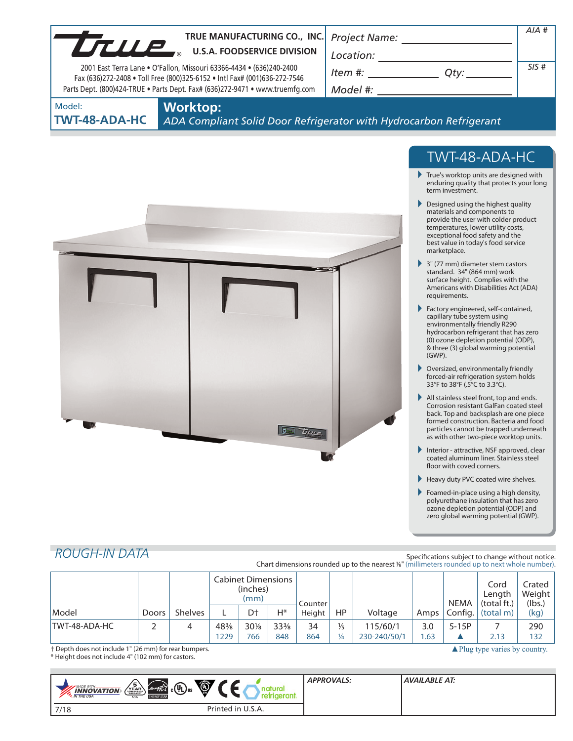**TRUE MANUFACTURING CO., INC.**
**U.S.A. FOODSERVICE DIVISION**

2001 East Terra Lane • O'Fallon, Missouri 63366-4434 • (636)240-2400
Fax (636)272-2408 • Toll Free (800)325-6152 • Intl Fax# (001)636-272-7546
Parts Dept. (800)424-TRUE • Parts Dept. Fax# (636)272-9471 • www.truemfg.com

Project Name: ______________________

Location: ______________________

Item #: ______________ Qty: __________

Model #: ______________________

AIA #

SIS #

Model:
**TWT-48-ADA-HC**

# Worktop:

*ADA Compliant Solid Door Refrigerator with Hydrocarbon Refrigerant*

## TWT-48-ADA-HC

- True's worktop units are designed with enduring quality that protects your long term investment.
- Designed using the highest quality materials and components to provide the user with colder product temperatures, lower utility costs, exceptional food safety and the best value in today's food service marketplace.
- 3" (77 mm) diameter stem castors standard. 34" (864 mm) work surface height. Complies with the Americans with Disabilities Act (ADA) requirements.
- Factory engineered, self-contained, capillary tube system using environmentally friendly R290 hydrocarbon refrigerant that has zero (0) ozone depletion potential (ODP), & three (3) global warming potential (GWP).
- Oversized, environmentally friendly forced-air refrigeration system holds 33°F to 38°F (.5°C to 3.3°C).
- All stainless steel front, top and ends. Corrosion resistant GalFan coated steel back. Top and backsplash are one piece formed construction. Bacteria and food particles cannot be trapped underneath as with other two-piece worktop units.
- Interior - attractive, NSF approved, clear coated aluminum liner. Stainless steel floor with coved corners.
- Heavy duty PVC coated wire shelves.
- Foamed-in-place using a high density, polyurethane insulation that has zero ozone depletion potential (ODP) and zero global warming potential (GWP).

## ROUGH-IN DATA

Specifications subject to change without notice.
Chart dimensions rounded up to the nearest ⅛" (millimeters rounded up to next whole number).

| Model | Doors | Shelves | Cabinet Dimensions (inches) (mm) | | | Counter Height | HP | Voltage | Amps | NEMA Config. | Cord Length (total ft.) (total m) | Crated Weight (lbs.) (kg) |
|---|---|---|---|---|---|---|---|---|---|---|---|---|
| | | | L | D† | H* | | | | | | | |
| TWT-48-ADA-HC | 2 | 4 | 48⅜<br>1229 | 30⅛<br>766 | 33⅜<br>848 | 34<br>864 | ⅓<br>¼ | 115/60/1<br>230-240/50/1 | 3.0<br>1.63 | 5-15P<br>▲ | 7<br>2.13 | 290<br>132 |

† Depth does not include 1" (26 mm) for rear bumpers.
\* Height does not include 4" (102 mm) for castors.

▲Plug type varies by country.

APPROVALS:

AVAILABLE AT:

7/18

Printed in U.S.A.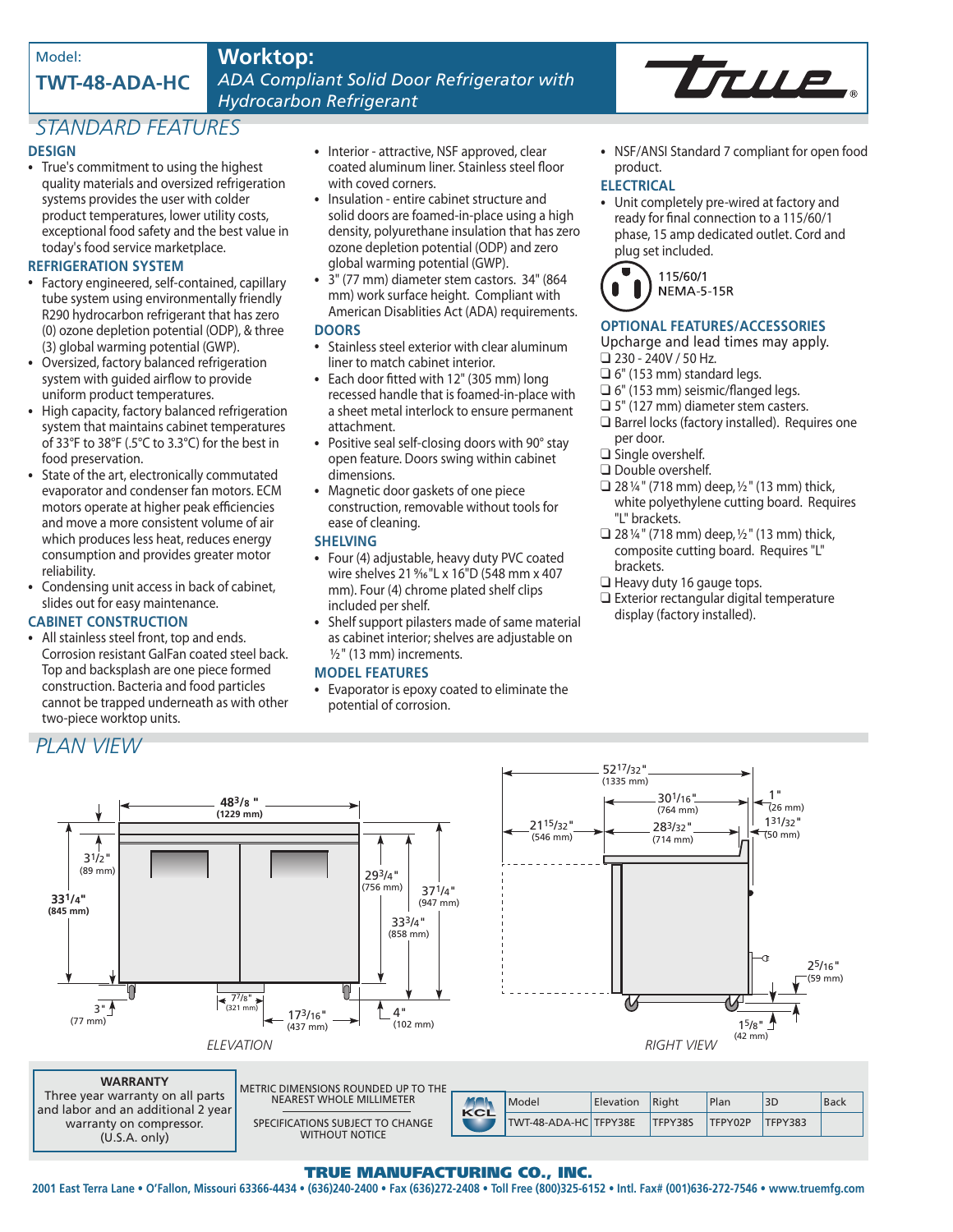Model:

**TWT-48-ADA-HC**

# Worktop:

*ADA Compliant Solid Door Refrigerator with Hydrocarbon Refrigerant*

## STANDARD FEATURES

### DESIGN

- True's commitment to using the highest quality materials and oversized refrigeration systems provides the user with colder product temperatures, lower utility costs, exceptional food safety and the best value in today's food service marketplace.

### REFRIGERATION SYSTEM

- Factory engineered, self-contained, capillary tube system using environmentally friendly R290 hydrocarbon refrigerant that has zero (0) ozone depletion potential (ODP), & three (3) global warming potential (GWP).
- Oversized, factory balanced refrigeration system with guided airflow to provide uniform product temperatures.
- High capacity, factory balanced refrigeration system that maintains cabinet temperatures of 33°F to 38°F (.5°C to 3.3°C) for the best in food preservation.
- State of the art, electronically commutated evaporator and condenser fan motors. ECM motors operate at higher peak efficiencies and move a more consistent volume of air which produces less heat, reduces energy consumption and provides greater motor reliability.
- Condensing unit access in back of cabinet, slides out for easy maintenance.

### CABINET CONSTRUCTION

- All stainless steel front, top and ends. Corrosion resistant GalFan coated steel back. Top and backsplash are one piece formed construction. Bacteria and food particles cannot be trapped underneath as with other two-piece worktop units.
- Interior - attractive, NSF approved, clear coated aluminum liner. Stainless steel floor with coved corners.
- Insulation - entire cabinet structure and solid doors are foamed-in-place using a high density, polyurethane insulation that has zero ozone depletion potential (ODP) and zero global warming potential (GWP).
- 3" (77 mm) diameter stem castors. 34" (864 mm) work surface height. Compliant with American Disablities Act (ADA) requirements.

### DOORS

- Stainless steel exterior with clear aluminum liner to match cabinet interior.
- Each door fitted with 12" (305 mm) long recessed handle that is foamed-in-place with a sheet metal interlock to ensure permanent attachment.
- Positive seal self-closing doors with 90° stay open feature. Doors swing within cabinet dimensions.
- Magnetic door gaskets of one piece construction, removable without tools for ease of cleaning.

### SHELVING

- Four (4) adjustable, heavy duty PVC coated wire shelves 21 9/16"L x 16"D (548 mm x 407 mm). Four (4) chrome plated shelf clips included per shelf.
- Shelf support pilasters made of same material as cabinet interior; shelves are adjustable on ½" (13 mm) increments.

### MODEL FEATURES

- Evaporator is epoxy coated to eliminate the potential of corrosion.
- NSF/ANSI Standard 7 compliant for open food product.

### ELECTRICAL

- Unit completely pre-wired at factory and ready for final connection to a 115/60/1 phase, 15 amp dedicated outlet. Cord and plug set included.

115/60/1
NEMA-5-15R

### OPTIONAL FEATURES/ACCESSORIES

Upcharge and lead times may apply.

- ❑ 230 - 240V / 50 Hz.
- ❑ 6" (153 mm) standard legs.
- ❑ 6" (153 mm) seismic/flanged legs.
- ❑ 5" (127 mm) diameter stem casters.
- ❑ Barrel locks (factory installed). Requires one per door.
- ❑ Single overshelf.
- ❑ Double overshelf.
- ❑ 28 ¼" (718 mm) deep, ½" (13 mm) thick, white polyethylene cutting board. Requires "L" brackets.
- ❑ 28 ¼" (718 mm) deep, ½" (13 mm) thick, composite cutting board. Requires "L" brackets.
- ❑ Heavy duty 16 gauge tops.
- ❑ Exterior rectangular digital temperature display (factory installed).

## PLAN VIEW

48 3/8" (1229 mm)
3 1/2" (89 mm)
33 1/4" (845 mm)
29 3/4" (756 mm)
37 1/4" (947 mm)
33 3/4" (858 mm)
7 7/8" (321 mm)
3" (77 mm)
17 3/16" (437 mm)
4" (102 mm)

ELEVATION

52 17/32" (1335 mm)
30 1/16" (764 mm)
1" (26 mm)
21 15/32" (546 mm)
28 3/32" (714 mm)
1 31/32" (50 mm)
2 5/16" (59 mm)
1 5/8" (42 mm)

RIGHT VIEW

**WARRANTY**
Three year warranty on all parts and labor and an additional 2 year warranty on compressor.
(U.S.A. only)

METRIC DIMENSIONS ROUNDED UP TO THE NEAREST WHOLE MILLIMETER

SPECIFICATIONS SUBJECT TO CHANGE WITHOUT NOTICE

KCL

| Model | Elevation | Right | Plan | 3D | Back |
|---|---|---|---|---|---|
| TWT-48-ADA-HC | TFPY38E | TFPY38S | TFPY02P | TFPY383 | |

**TRUE MANUFACTURING CO., INC.**

2001 East Terra Lane • O'Fallon, Missouri 63366-4434 • (636)240-2400 • Fax (636)272-2408 • Toll Free (800)325-6152 • Intl. Fax# (001)636-272-7546 • www.truemfg.com